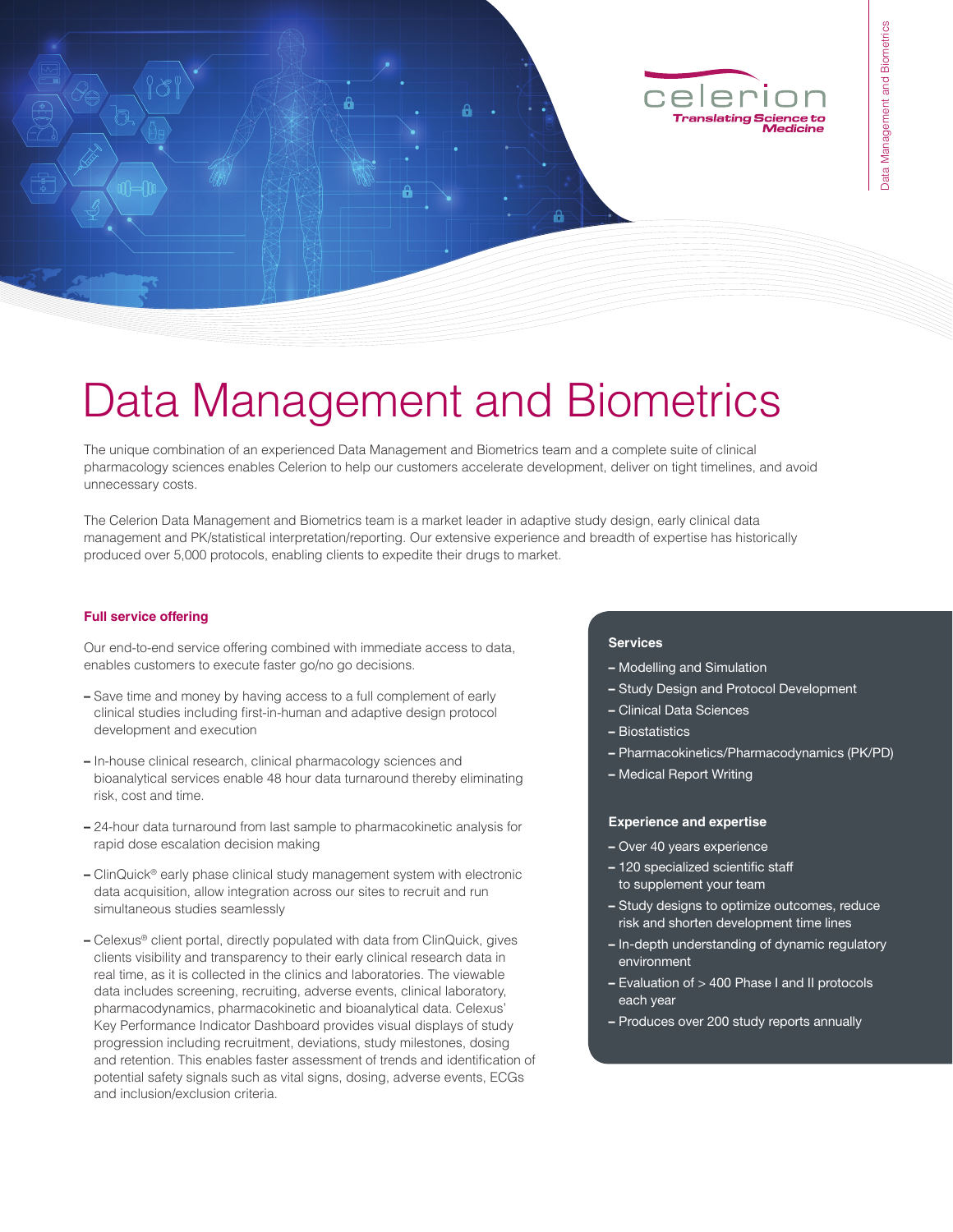celerion

*Translating Science to Medicine*

# Data Management and Biometrics

The unique combination of an experienced Data Management and Biometrics team and a complete suite of clinical pharmacology sciences enables Celerion to help our customers accelerate development, deliver on tight timelines, and avoid unnecessary costs.

The Celerion Data Management and Biometrics team is a market leader in adaptive study design, early clinical data management and PK/statistical interpretation/reporting. Our extensive experience and breadth of expertise has historically produced over 5,000 protocols, enabling clients to expedite their drugs to market.

### Full service offering

Our end-to-end service offering combined with immediate access to data, enables customers to execute faster go/no go decisions.

- Save time and money by having access to a full complement of early clinical studies including first-in-human and adaptive design protocol development and execution
- In-house clinical research, clinical pharmacology sciences and bioanalytical services enable 48 hour data turnaround thereby eliminating risk, cost and time.
- 24-hour data turnaround from last sample to pharmacokinetic analysis for rapid dose escalation decision making
- ClinQuick® early phase clinical study management system with electronic data acquisition, allow integration across our sites to recruit and run simultaneous studies seamlessly
- Celexus® client portal, directly populated with data from ClinQuick, gives clients visibility and transparency to their early clinical research data in real time, as it is collected in the clinics and laboratories. The viewable data includes screening, recruiting, adverse events, clinical laboratory, pharmacodynamics, pharmacokinetic and bioanalytical data. Celexus' Key Performance Indicator Dashboard provides visual displays of study progression including recruitment, deviations, study milestones, dosing and retention. This enables faster assessment of trends and identification of potential safety signals such as vital signs, dosing, adverse events, ECGs and inclusion/exclusion criteria.

### Services

- Modelling and Simulation
- Study Design and Protocol Development
- Clinical Data Sciences
- Biostatistics
- Pharmacokinetics/Pharmacodynamics (PK/PD)
- Medical Report Writing

### Experience and expertise

- Over 40 years experience
- 120 specialized scientific staff to supplement your team
- Study designs to optimize outcomes, reduce risk and shorten development time lines
- In-depth understanding of dynamic regulatory environment
- Evaluation of > 400 Phase I and II protocols each year
- Produces over 200 study reports annually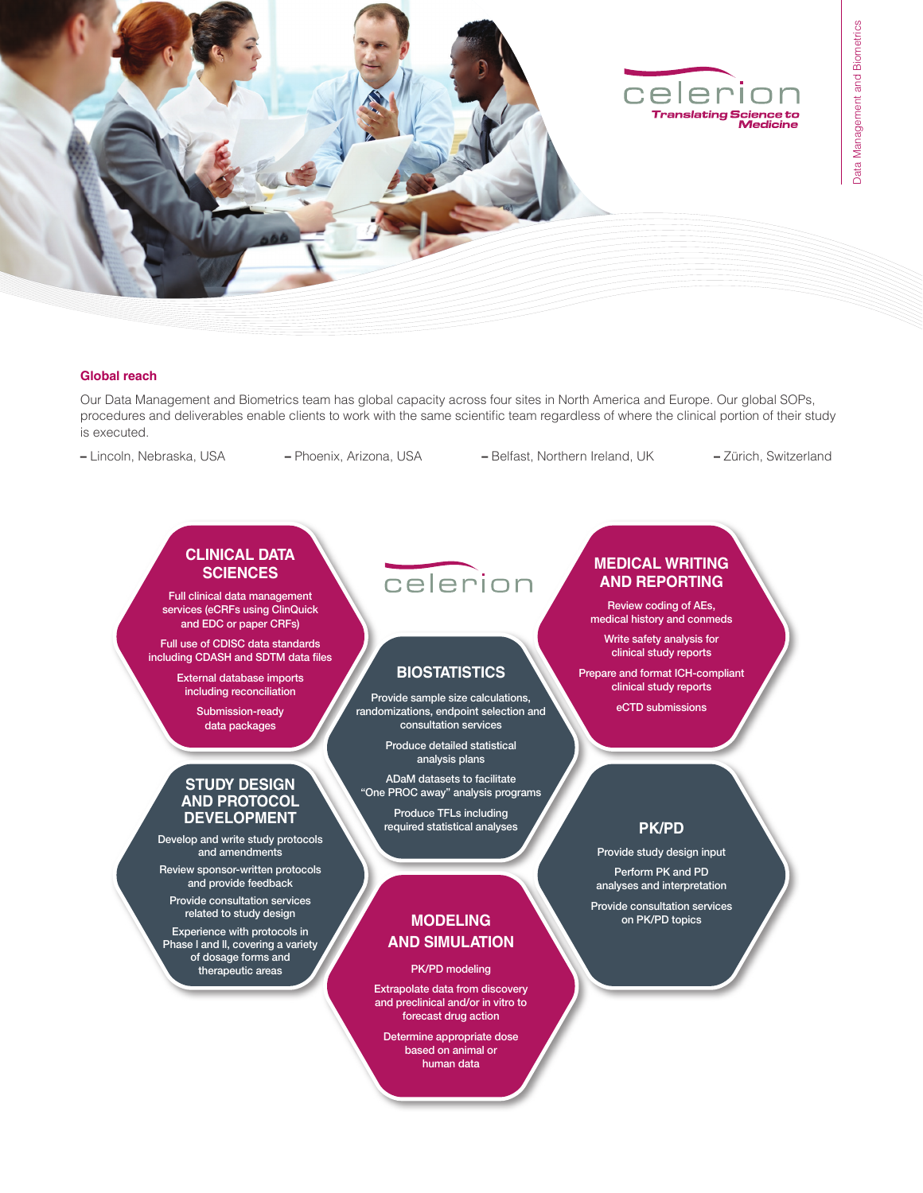celerion

*Translating Science to Medicine*

## Global reach

Our Data Management and Biometrics team has global capacity across four sites in North America and Europe. Our global SOPs, procedures and deliverables enable clients to work with the same scientific team regardless of where the clinical portion of their study is executed.

- Lincoln, Nebraska, USA
- Phoenix, Arizona, USA
- Belfast, Northern Ireland, UK
- Zürich, Switzerland

celerion

### CLINICAL DATA SCIENCES

Full clinical data management services (eCRFs using ClinQuick and EDC or paper CRFs)

Full use of CDISC data standards including CDASH and SDTM data files

External database imports including reconciliation

Submission-ready data packages

### BIOSTATISTICS

Provide sample size calculations, randomizations, endpoint selection and consultation services

Produce detailed statistical analysis plans

ADaM datasets to facilitate "One PROC away" analysis programs

Produce TFLs including required statistical analyses

### MEDICAL WRITING AND REPORTING

Review coding of AEs, medical history and conmeds

Write safety analysis for clinical study reports

Prepare and format ICH-compliant clinical study reports

eCTD submissions

### STUDY DESIGN AND PROTOCOL DEVELOPMENT

Develop and write study protocols and amendments

Review sponsor-written protocols and provide feedback

Provide consultation services related to study design

Experience with protocols in Phase I and II, covering a variety of dosage forms and therapeutic areas

### MODELING AND SIMULATION

PK/PD modeling

Extrapolate data from discovery and preclinical and/or in vitro to forecast drug action

Determine appropriate dose based on animal or human data

### PK/PD

Provide study design input

Perform PK and PD analyses and interpretation

Provide consultation services on PK/PD topics